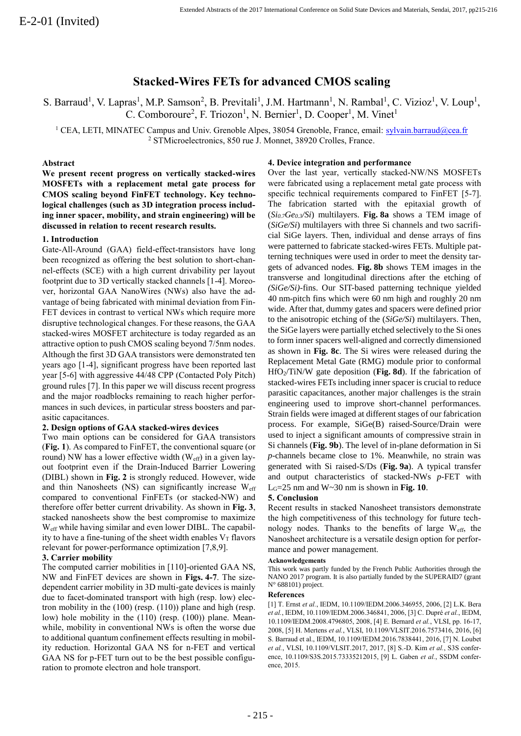E-2-01 (Invited)

# Stacked-Wires FETs for advanced CMOS scaling

S. Barraud[1], V. Lapras[1], M.P. Samson[2], B. Previtali[1], J.M. Hartmann[1], N. Rambal[1], C. Vizioz[1], V. Loup[1], C. Comboroure[2], F. Triozon[1], N. Bernier[1], D. Cooper[1], M. Vinet[1]

[1] CEA, LETI, MINATEC Campus and Univ. Grenoble Alpes, 38054 Grenoble, France, email: sylvain.barraud@cea.fr
[2] STMicroelectronics, 850 rue J. Monnet, 38920 Crolles, France.

## Abstract

**We present recent progress on vertically stacked-wires MOSFETs with a replacement metal gate process for CMOS scaling beyond FinFET technology. Key technological challenges (such as 3D integration process including inner spacer, mobility, and strain engineering) will be discussed in relation to recent research results.**

## 1. Introduction

Gate-All-Around (GAA) field-effect-transistors have long been recognized as offering the best solution to short-channel-effects (SCE) with a high current drivability per layout footprint due to 3D vertically stacked channels [1-4]. Moreover, horizontal GAA NanoWires (NWs) also have the advantage of being fabricated with minimal deviation from FinFET devices in contrast to vertical NWs which require more disruptive technological changes. For these reasons, the GAA stacked-wires MOSFET architecture is today regarded as an attractive option to push CMOS scaling beyond 7/5nm nodes. Although the first 3D GAA transistors were demonstrated ten years ago [1-4], significant progress have been reported last year [5-6] with aggressive 44/48 CPP (Contacted Poly Pitch) ground rules [7]. In this paper we will discuss recent progress and the major roadblocks remaining to reach higher performances in such devices, in particular stress boosters and parasitic capacitances.

## 2. Design options of GAA stacked-wires devices

Two main options can be considered for GAA transistors (**Fig. 1**). As compared to FinFET, the conventional square (or round) NW has a lower effective width ($W_{eff}$) in a given layout footprint even if the Drain-Induced Barrier Lowering (DIBL) shown in **Fig. 2** is strongly reduced. However, wide and thin Nanosheets (NS) can significantly increase $W_{eff}$ compared to conventional FinFETs (or stacked-NW) and therefore offer better current drivability. As shown in **Fig. 3**, stacked nanosheets show the best compromise to maximize $W_{eff}$ while having similar and even lower DIBL. The capability to have a fine-tuning of the sheet width enables $V_T$ flavors relevant for power-performance optimization [7,8,9].

## 3. Carrier mobility

The computed carrier mobilities in [110]-oriented GAA NS, NW and FinFET devices are shown in **Figs. 4-7**. The size-dependent carrier mobility in 3D multi-gate devices is mainly due to facet-dominated transport with high (resp. low) electron mobility in the (100) (resp. (110)) plane and high (resp. low) hole mobility in the (110) (resp. (100)) plane. Meanwhile, mobility in conventional NWs is often the worse due to additional quantum confinement effects resulting in mobility reduction. Horizontal GAA NS for n-FET and vertical GAA NS for p-FET turn out to be the best possible configuration to promote electron and hole transport.

## 4. Device integration and performance

Over the last year, vertically stacked-NW/NS MOSFETs were fabricated using a replacement metal gate process with specific technical requirements compared to FinFET [5-7]. The fabrication started with the epitaxial growth of ($Si_{0.7}Ge_{0.3}$/*Si*) multilayers. **Fig. 8a** shows a TEM image of (*SiGe/Si*) multilayers with three Si channels and two sacrificial SiGe layers. Then, individual and dense arrays of fins were patterned to fabricate stacked-wires FETs. Multiple patterning techniques were used in order to meet the density targets of advanced nodes. **Fig. 8b** shows TEM images in the transverse and longitudinal directions after the etching of *(SiGe/Si)*-fins. Our SIT-based patterning technique yielded 40 nm-pitch fins which were 60 nm high and roughly 20 nm wide. After that, dummy gates and spacers were defined prior to the anisotropic etching of the (*SiGe/Si*) multilayers. Then, the SiGe layers were partially etched selectively to the Si ones to form inner spacers well-aligned and correctly dimensioned as shown in **Fig. 8c**. The Si wires were released during the Replacement Metal Gate (RMG) module prior to conformal $HfO_2$/TiN/W gate deposition (**Fig. 8d**). If the fabrication of stacked-wires FETs including inner spacer is crucial to reduce parasitic capacitances, another major challenges is the strain engineering used to improve short-channel performances. Strain fields were imaged at different stages of our fabrication process. For example, SiGe(B) raised-Source/Drain were used to inject a significant amounts of compressive strain in Si channels (**Fig. 9b**). The level of in-plane deformation in Si *p*-channels became close to 1%. Meanwhile, no strain was generated with Si raised-S/Ds (**Fig. 9a**). A typical transfer and output characteristics of stacked-NWs *p*-FET with $L_G$=25 nm and W~30 nm is shown in **Fig. 10**.

## 5. Conclusion

Recent results in stacked Nanosheet transistors demonstrate the high competitiveness of this technology for future technology nodes. Thanks to the benefits of large $W_{eff}$, the Nanosheet architecture is a versatile design option for performance and power management.

### Acknowledgements

This work was partly funded by the French Public Authorities through the NANO 2017 program. It is also partially funded by the SUPERAID7 (grant N° 688101) project.

### References

[1] T. Ernst *et al.*, IEDM, 10.1109/IEDM.2006.346955, 2006, [2] L.K. Bera *et al.*, IEDM, 10.1109/IEDM.2006.346841, 2006, [3] C. Dupré *et al.*, IEDM, 10.1109/IEDM.2008.4796805, 2008, [4] E. Bernard *et al.*, VLSI, pp. 16-17, 2008, [5] H. Mertens *et al.*, VLSI, 10.1109/VLSIT.2016.7573416, 2016, [6] S. Barraud et al., IEDM, 10.1109/IEDM.2016.7838441, 2016, [7] N. Loubet *et al.*, VLSI, 10.1109/VLSIT.2017, 2017, [8] S.-D. Kim *et al.*, S3S conference, 10.1109/S3S.2015.73335212015, [9] L. Gaben *et al.*, SSDM conference, 2015.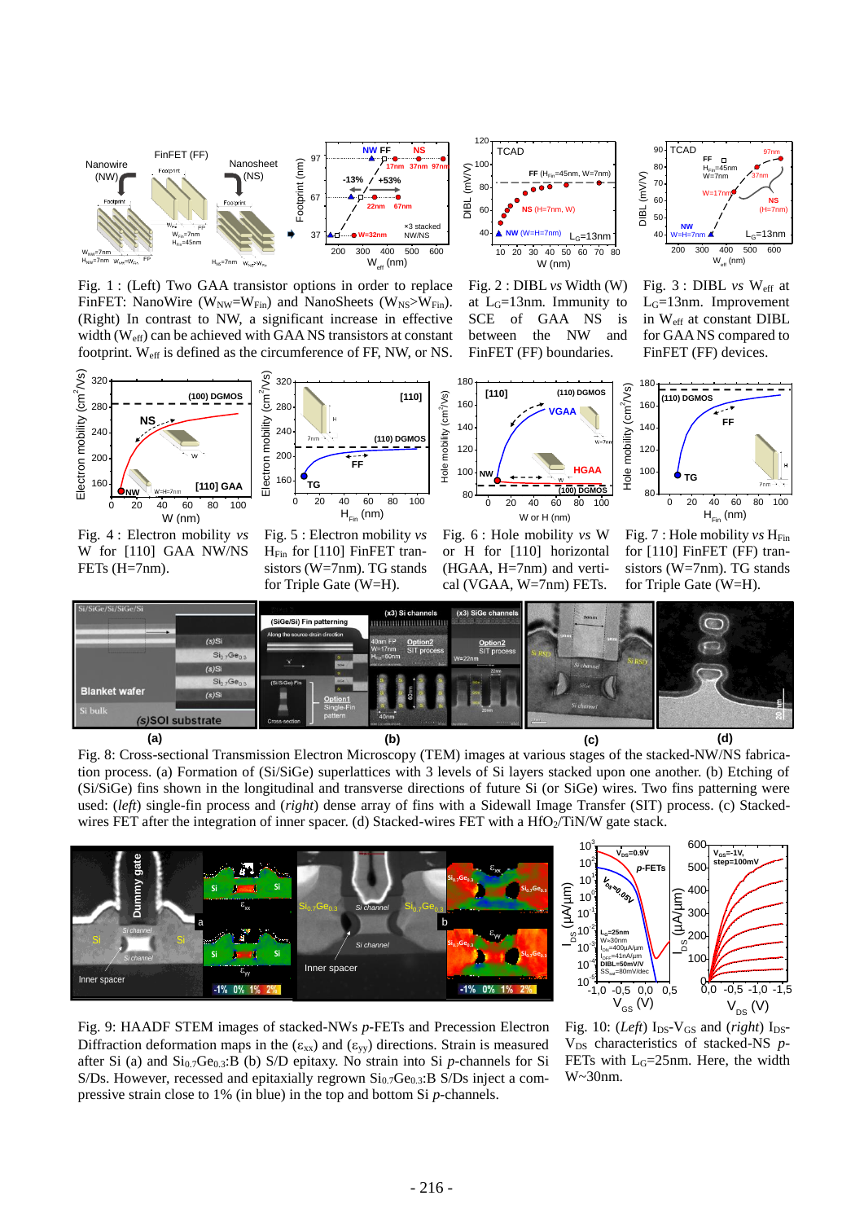Fig. 1 : (Left) Two GAA transistor options in order to replace FinFET: NanoWire ($W_{NW}$=$W_{Fin}$) and NanoSheets ($W_{NS}$>$W_{Fin}$). (Right) In contrast to NW, a significant increase in effective width ($W_{eff}$) can be achieved with GAA NS transistors at constant footprint. $W_{eff}$ is defined as the circumference of FF, NW, or NS.

Fig. 2 : DIBL *vs* Width (W) at $L_G$=13nm. Immunity to SCE of GAA NS is between the NW and FinFET (FF) boundaries.

Fig. 3 : DIBL *vs* $W_{eff}$ at $L_G$=13nm. Improvement in $W_{eff}$ at constant DIBL for GAA NS compared to FinFET (FF) devices.

Fig. 4 : Electron mobility *vs* W for [110] GAA NW/NS FETs (H=7nm).

Fig. 5 : Electron mobility *vs* $H_{Fin}$ for [110] FinFET transistors (W=7nm). TG stands for Triple Gate (W=H).

Fig. 6 : Hole mobility *vs* W or H for [110] horizontal (HGAA, H=7nm) and vertical (VGAA, W=7nm) FETs.

Fig. 7 : Hole mobility *vs* $H_{Fin}$ for [110] FinFET (FF) transistors (W=7nm). TG stands for Triple Gate (W=H).

Fig. 8: Cross-sectional Transmission Electron Microscopy (TEM) images at various stages of the stacked-NW/NS fabrication process. (a) Formation of (Si/SiGe) superlattices with 3 levels of Si layers stacked upon one another. (b) Etching of (Si/SiGe) fins shown in the longitudinal and transverse directions of future Si (or SiGe) wires. Two fins patterning were used: (*left*) single-fin process and (*right*) dense array of fins with a Sidewall Image Transfer (SIT) process. (c) Stacked-wires FET after the integration of inner spacer. (d) Stacked-wires FET with a $HfO_2$/TiN/W gate stack.

Fig. 9: HAADF STEM images of stacked-NWs *p*-FETs and Precession Electron Diffraction deformation maps in the ($\varepsilon_{xx}$) and ($\varepsilon_{yy}$) directions. Strain is measured after Si (a) and $Si_{0.7}Ge_{0.3}$:B (b) S/D epitaxy. No strain into Si *p*-channels for Si S/Ds. However, recessed and epitaxially regrown $Si_{0.7}Ge_{0.3}$:B S/Ds inject a compressive strain close to 1% (in blue) in the top and bottom Si *p*-channels.

Fig. 10: (*Left*) $I_{DS}$-$V_{GS}$ and (*right*) $I_{DS}$-$V_{DS}$ characteristics of stacked-NS *p*-FETs with $L_G$=25nm. Here, the width W~30nm.